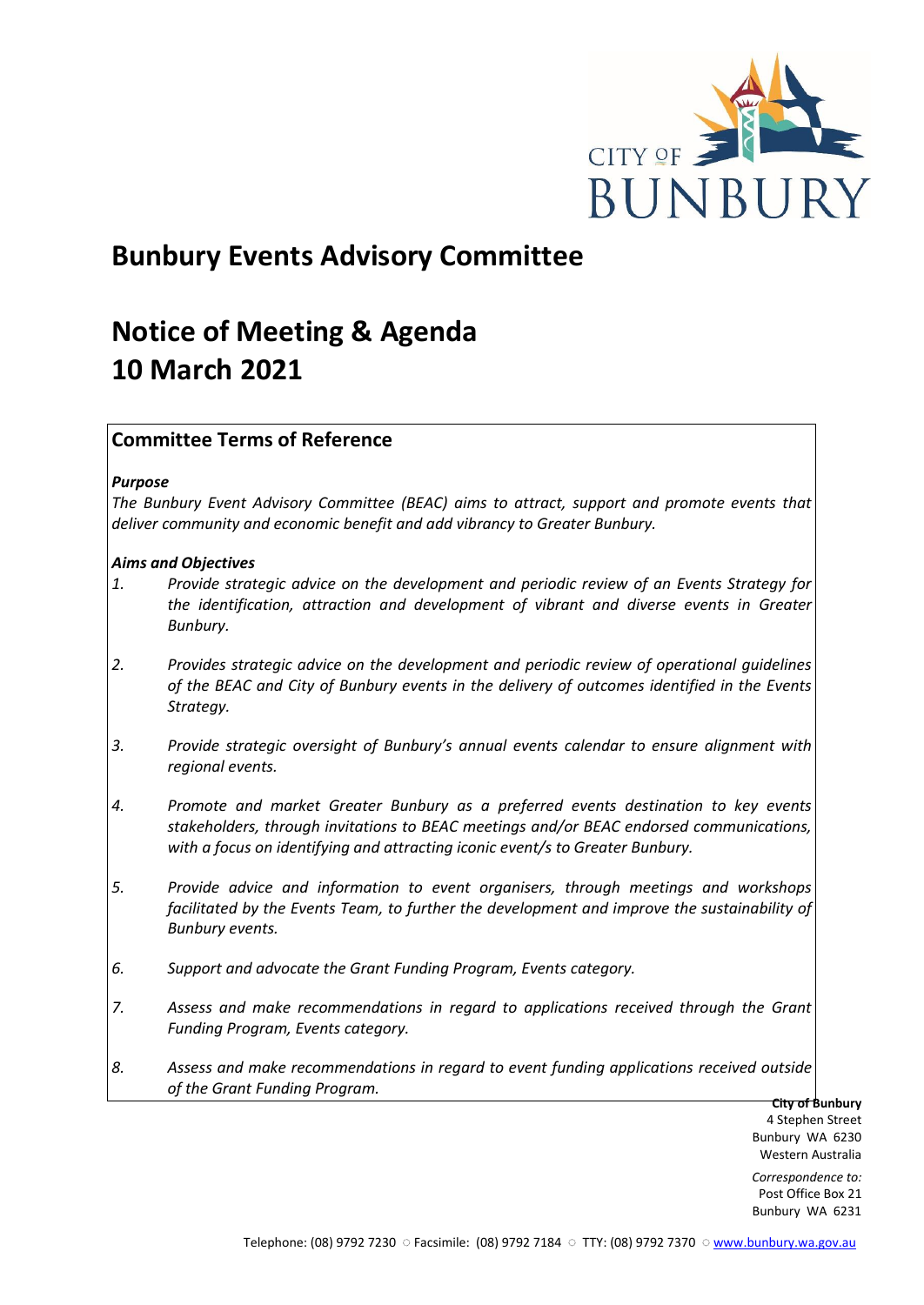# Bunbury Events Advisory Committee

# Notice of Meeting & Agenda
# 10 March 2021

## Committee Terms of Reference

***Purpose***

*The Bunbury Event Advisory Committee (BEAC) aims to attract, support and promote events that deliver community and economic benefit and add vibrancy to Greater Bunbury.*

***Aims and Objectives***

1. *Provide strategic advice on the development and periodic review of an Events Strategy for the identification, attraction and development of vibrant and diverse events in Greater Bunbury.*
2. *Provides strategic advice on the development and periodic review of operational guidelines of the BEAC and City of Bunbury events in the delivery of outcomes identified in the Events Strategy.*
3. *Provide strategic oversight of Bunbury's annual events calendar to ensure alignment with regional events.*
4. *Promote and market Greater Bunbury as a preferred events destination to key events stakeholders, through invitations to BEAC meetings and/or BEAC endorsed communications, with a focus on identifying and attracting iconic event/s to Greater Bunbury.*
5. *Provide advice and information to event organisers, through meetings and workshops facilitated by the Events Team, to further the development and improve the sustainability of Bunbury events.*
6. *Support and advocate the Grant Funding Program, Events category.*
7. *Assess and make recommendations in regard to applications received through the Grant Funding Program, Events category.*
8. *Assess and make recommendations in regard to event funding applications received outside of the Grant Funding Program.*

**City of Bunbury**
4 Stephen Street
Bunbury WA 6230
Western Australia

*Correspondence to:*
Post Office Box 21
Bunbury WA 6231

Telephone: (08) 9792 7230 ○ Facsimile: (08) 9792 7184 ○ TTY: (08) 9792 7370 ○ www.bunbury.wa.gov.au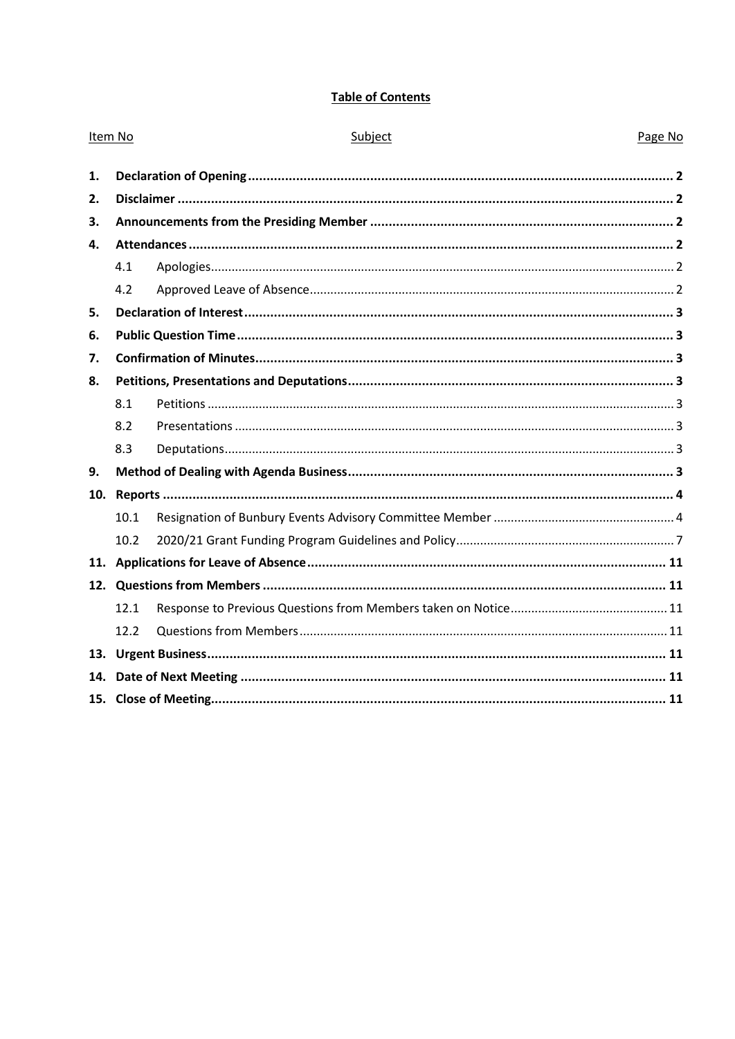**Table of Contents**

| Item No | | Subject | Page No |
|---|---|---|---|
| **1.** | **Declaration of Opening** | | **2** |
| **2.** | **Disclaimer** | | **2** |
| **3.** | **Announcements from the Presiding Member** | | **2** |
| **4.** | **Attendances** | | **2** |
| | 4.1 | Apologies | 2 |
| | 4.2 | Approved Leave of Absence | 2 |
| **5.** | **Declaration of Interest** | | **3** |
| **6.** | **Public Question Time** | | **3** |
| **7.** | **Confirmation of Minutes** | | **3** |
| **8.** | **Petitions, Presentations and Deputations** | | **3** |
| | 8.1 | Petitions | 3 |
| | 8.2 | Presentations | 3 |
| | 8.3 | Deputations | 3 |
| **9.** | **Method of Dealing with Agenda Business** | | **3** |
| **10.** | **Reports** | | **4** |
| | 10.1 | Resignation of Bunbury Events Advisory Committee Member | 4 |
| | 10.2 | 2020/21 Grant Funding Program Guidelines and Policy | 7 |
| **11.** | **Applications for Leave of Absence** | | **11** |
| **12.** | **Questions from Members** | | **11** |
| | 12.1 | Response to Previous Questions from Members taken on Notice | 11 |
| | 12.2 | Questions from Members | 11 |
| **13.** | **Urgent Business** | | **11** |
| **14.** | **Date of Next Meeting** | | **11** |
| **15.** | **Close of Meeting** | | **11** |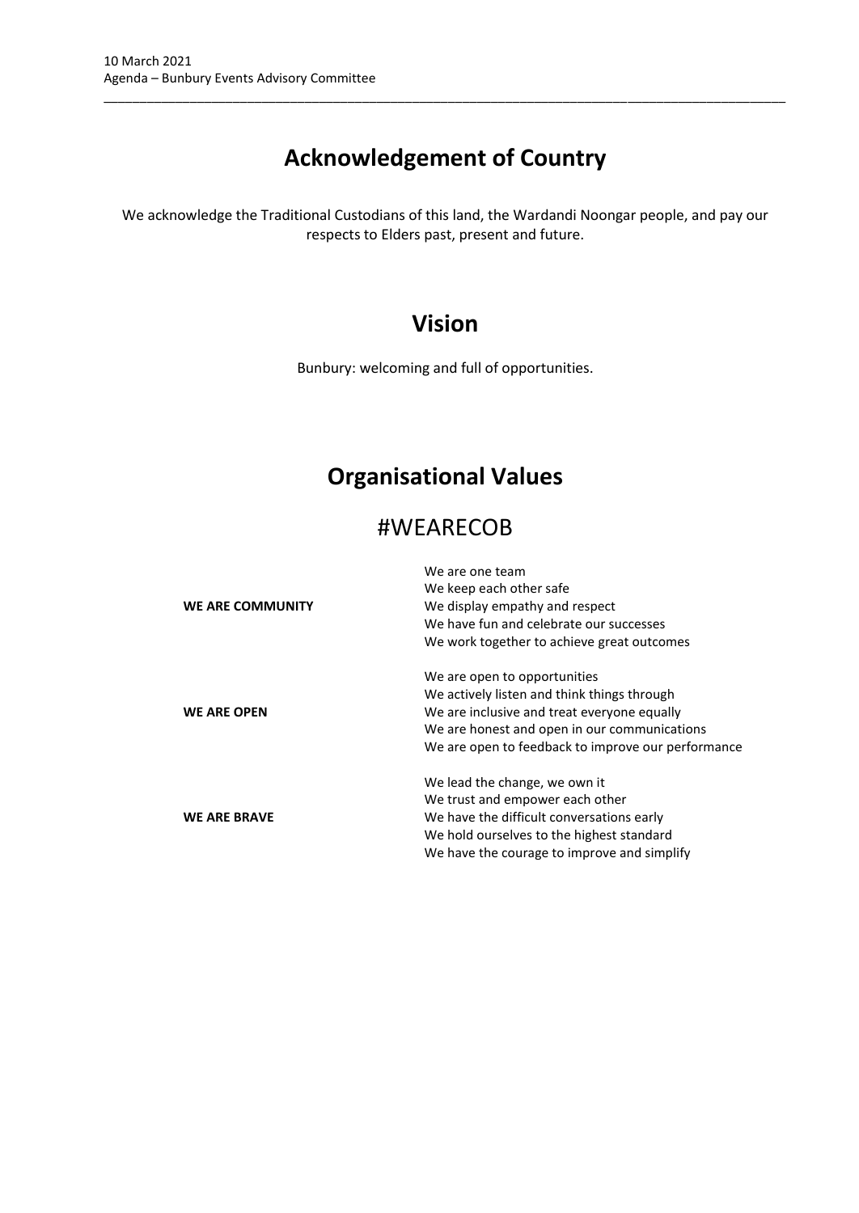# Acknowledgement of Country

We acknowledge the Traditional Custodians of this land, the Wardandi Noongar people, and pay our respects to Elders past, present and future.

# Vision

Bunbury: welcoming and full of opportunities.

# Organisational Values

## #WEARECOB

| | |
|---|---|
| **WE ARE COMMUNITY** | We are one team<br>We keep each other safe<br>We display empathy and respect<br>We have fun and celebrate our successes<br>We work together to achieve great outcomes |
| **WE ARE OPEN** | We are open to opportunities<br>We actively listen and think things through<br>We are inclusive and treat everyone equally<br>We are honest and open in our communications<br>We are open to feedback to improve our performance |
| **WE ARE BRAVE** | We lead the change, we own it<br>We trust and empower each other<br>We have the difficult conversations early<br>We hold ourselves to the highest standard<br>We have the courage to improve and simplify |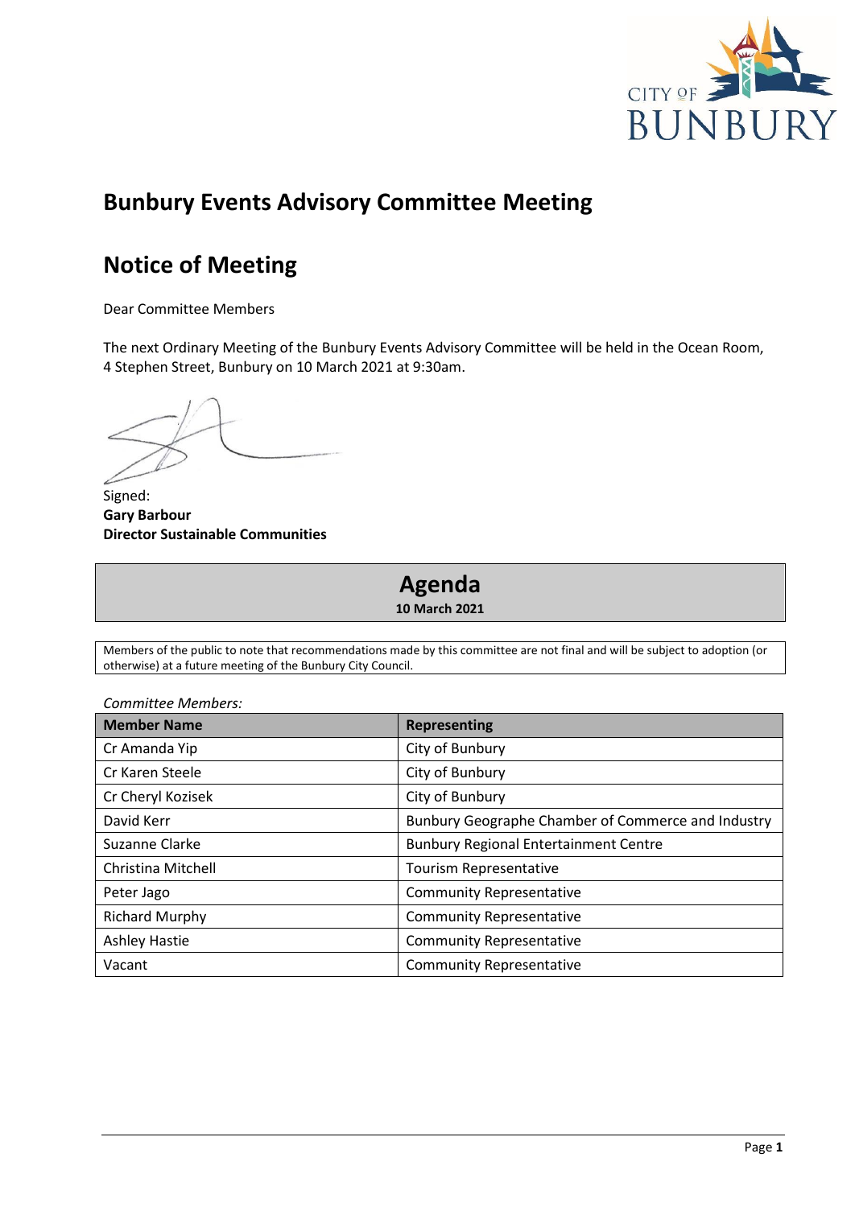# Bunbury Events Advisory Committee Meeting

# Notice of Meeting

Dear Committee Members

The next Ordinary Meeting of the Bunbury Events Advisory Committee will be held in the Ocean Room, 4 Stephen Street, Bunbury on 10 March 2021 at 9:30am.

Signed:
**Gary Barbour**
**Director Sustainable Communities**

## Agenda

**10 March 2021**

Members of the public to note that recommendations made by this committee are not final and will be subject to adoption (or otherwise) at a future meeting of the Bunbury City Council.

*Committee Members:*

| Member Name | Representing |
|---|---|
| Cr Amanda Yip | City of Bunbury |
| Cr Karen Steele | City of Bunbury |
| Cr Cheryl Kozisek | City of Bunbury |
| David Kerr | Bunbury Geographe Chamber of Commerce and Industry |
| Suzanne Clarke | Bunbury Regional Entertainment Centre |
| Christina Mitchell | Tourism Representative |
| Peter Jago | Community Representative |
| Richard Murphy | Community Representative |
| Ashley Hastie | Community Representative |
| Vacant | Community Representative |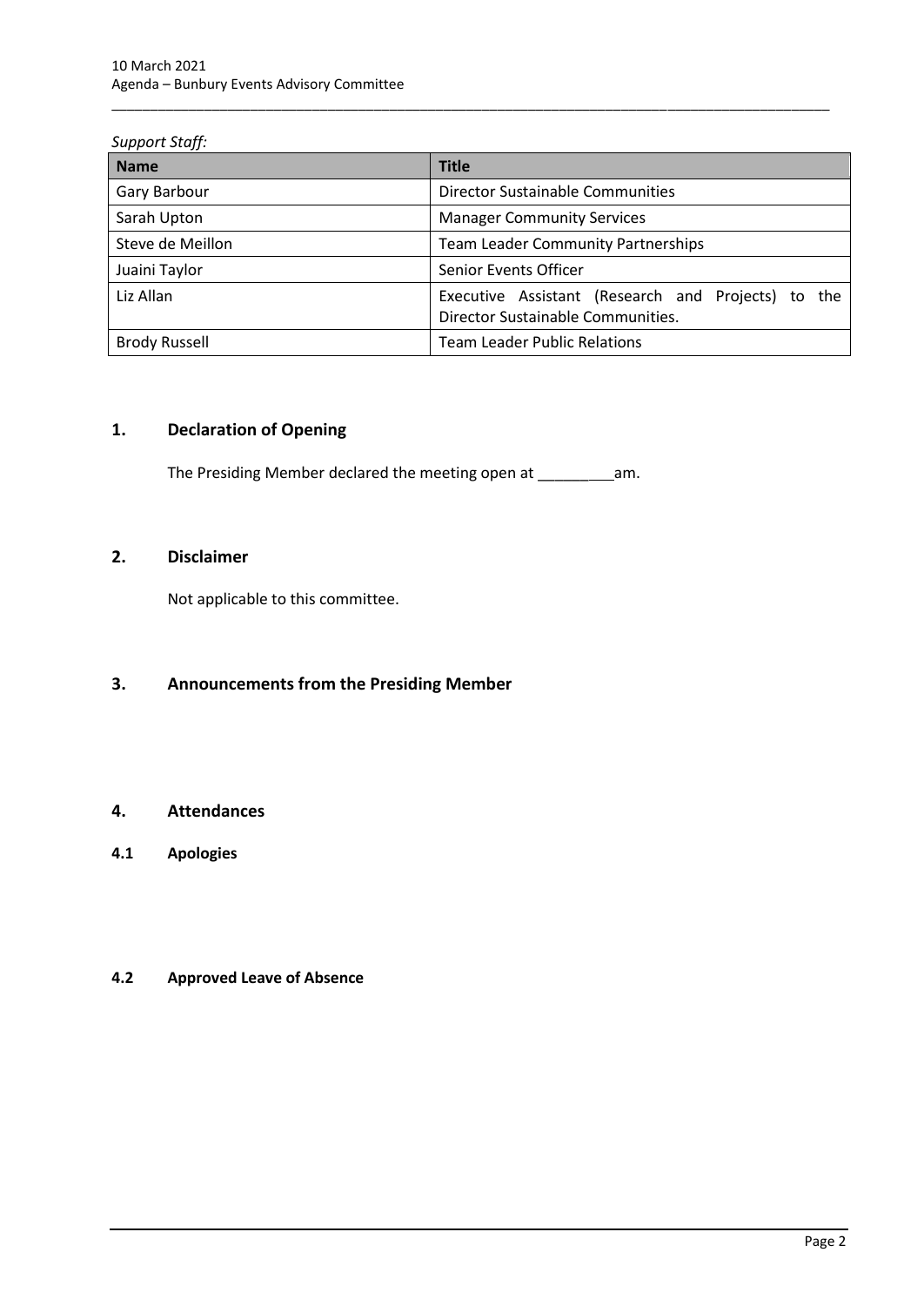*Support Staff:*

| Name | Title |
| --- | --- |
| Gary Barbour | Director Sustainable Communities |
| Sarah Upton | Manager Community Services |
| Steve de Meillon | Team Leader Community Partnerships |
| Juaini Taylor | Senior Events Officer |
| Liz Allan | Executive Assistant (Research and Projects) to the Director Sustainable Communities. |
| Brody Russell | Team Leader Public Relations |

## 1. Declaration of Opening

The Presiding Member declared the meeting open at _________am.

## 2. Disclaimer

Not applicable to this committee.

## 3. Announcements from the Presiding Member

## 4. Attendances

### 4.1 Apologies

### 4.2 Approved Leave of Absence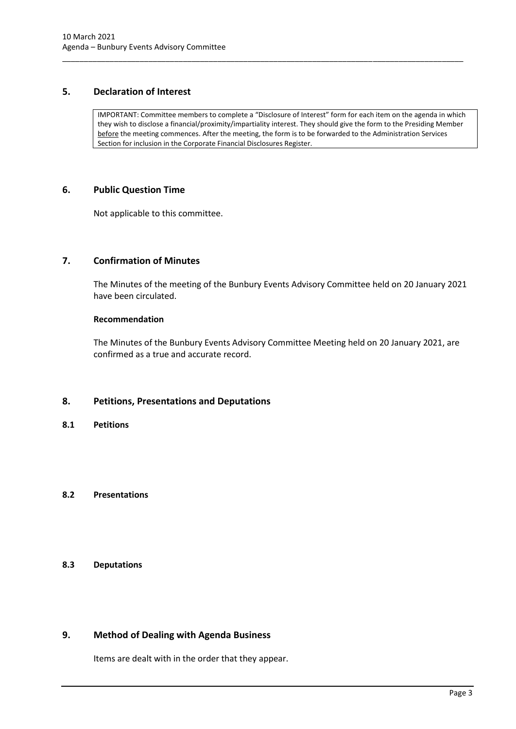## 5. Declaration of Interest

IMPORTANT: Committee members to complete a "Disclosure of Interest" form for each item on the agenda in which they wish to disclose a financial/proximity/impartiality interest. They should give the form to the Presiding Member before the meeting commences. After the meeting, the form is to be forwarded to the Administration Services Section for inclusion in the Corporate Financial Disclosures Register.

## 6. Public Question Time

Not applicable to this committee.

## 7. Confirmation of Minutes

The Minutes of the meeting of the Bunbury Events Advisory Committee held on 20 January 2021 have been circulated.

**Recommendation**

The Minutes of the Bunbury Events Advisory Committee Meeting held on 20 January 2021, are confirmed as a true and accurate record.

## 8. Petitions, Presentations and Deputations

### 8.1 Petitions

### 8.2 Presentations

### 8.3 Deputations

## 9. Method of Dealing with Agenda Business

Items are dealt with in the order that they appear.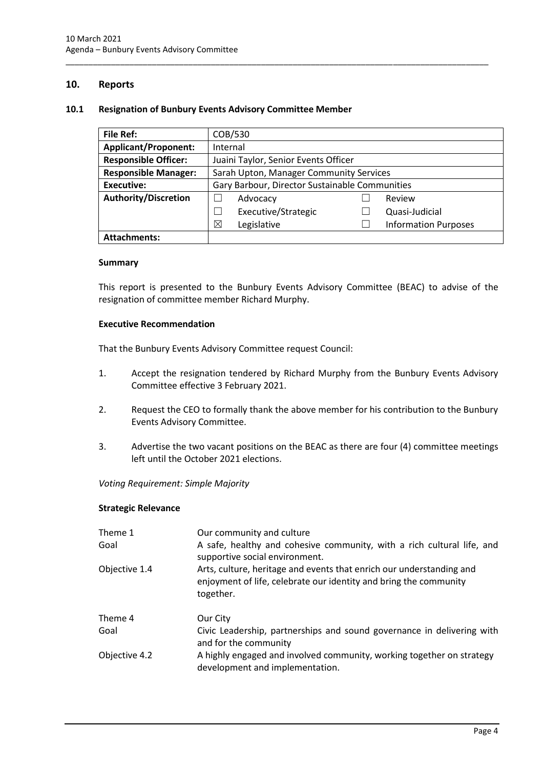## 10. Reports

### 10.1 Resignation of Bunbury Events Advisory Committee Member

| **File Ref:** | COB/530 | | |
|---|---|---|---|
| **Applicant/Proponent:** | Internal | | |
| **Responsible Officer:** | Juaini Taylor, Senior Events Officer | | |
| **Responsible Manager:** | Sarah Upton, Manager Community Services | | |
| **Executive:** | Gary Barbour, Director Sustainable Communities | | |
| **Authority/Discretion** | ☐ Advocacy | ☐ Review | |
| | ☐ Executive/Strategic | ☐ Quasi-Judicial | |
| | ☒ Legislative | ☐ Information Purposes | |
| **Attachments:** | | | |

**Summary**

This report is presented to the Bunbury Events Advisory Committee (BEAC) to advise of the resignation of committee member Richard Murphy.

**Executive Recommendation**

That the Bunbury Events Advisory Committee request Council:

1. Accept the resignation tendered by Richard Murphy from the Bunbury Events Advisory Committee effective 3 February 2021.

2. Request the CEO to formally thank the above member for his contribution to the Bunbury Events Advisory Committee.

3. Advertise the two vacant positions on the BEAC as there are four (4) committee meetings left until the October 2021 elections.

*Voting Requirement: Simple Majority*

**Strategic Relevance**

| | |
|---|---|
| Theme 1 | Our community and culture |
| Goal | A safe, healthy and cohesive community, with a rich cultural life, and supportive social environment. |
| Objective 1.4 | Arts, culture, heritage and events that enrich our understanding and enjoyment of life, celebrate our identity and bring the community together. |
| Theme 4 | Our City |
| Goal | Civic Leadership, partnerships and sound governance in delivering with and for the community |
| Objective 4.2 | A highly engaged and involved community, working together on strategy development and implementation. |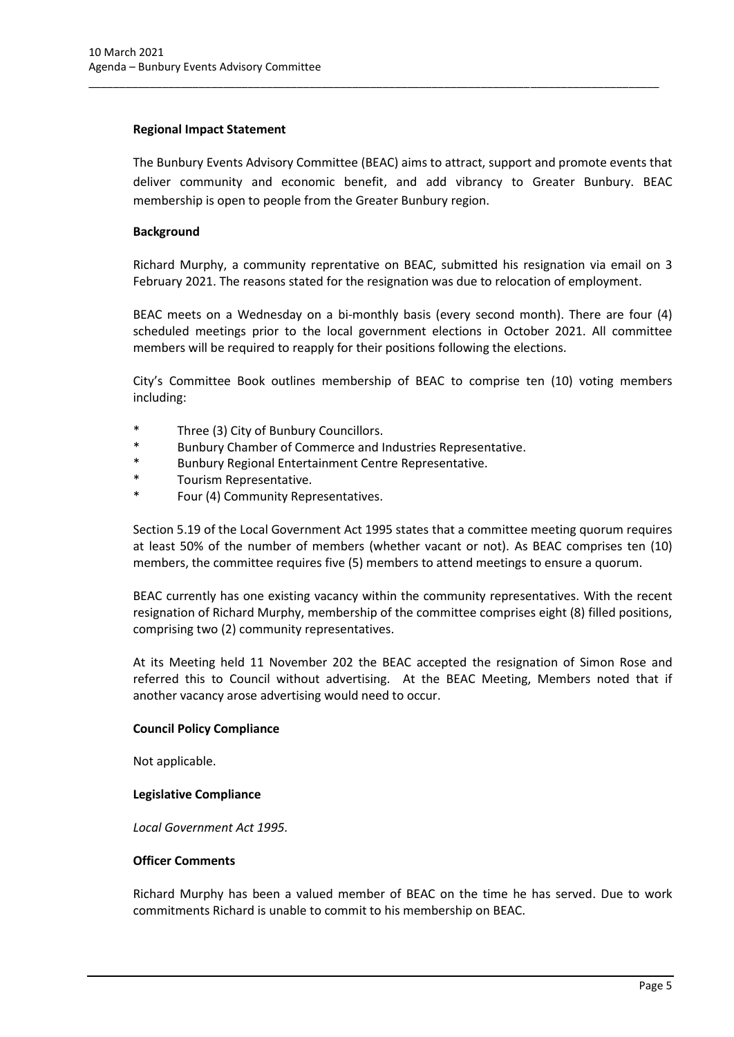**Regional Impact Statement**

The Bunbury Events Advisory Committee (BEAC) aims to attract, support and promote events that deliver community and economic benefit, and add vibrancy to Greater Bunbury. BEAC membership is open to people from the Greater Bunbury region.

**Background**

Richard Murphy, a community reprentative on BEAC, submitted his resignation via email on 3 February 2021. The reasons stated for the resignation was due to relocation of employment.

BEAC meets on a Wednesday on a bi-monthly basis (every second month). There are four (4) scheduled meetings prior to the local government elections in October 2021. All committee members will be required to reapply for their positions following the elections.

City's Committee Book outlines membership of BEAC to comprise ten (10) voting members including:

- Three (3) City of Bunbury Councillors.
- Bunbury Chamber of Commerce and Industries Representative.
- Bunbury Regional Entertainment Centre Representative.
- Tourism Representative.
- Four (4) Community Representatives.

Section 5.19 of the Local Government Act 1995 states that a committee meeting quorum requires at least 50% of the number of members (whether vacant or not). As BEAC comprises ten (10) members, the committee requires five (5) members to attend meetings to ensure a quorum.

BEAC currently has one existing vacancy within the community representatives. With the recent resignation of Richard Murphy, membership of the committee comprises eight (8) filled positions, comprising two (2) community representatives.

At its Meeting held 11 November 202 the BEAC accepted the resignation of Simon Rose and referred this to Council without advertising. At the BEAC Meeting, Members noted that if another vacancy arose advertising would need to occur.

**Council Policy Compliance**

Not applicable.

**Legislative Compliance**

*Local Government Act 1995.*

**Officer Comments**

Richard Murphy has been a valued member of BEAC on the time he has served. Due to work commitments Richard is unable to commit to his membership on BEAC.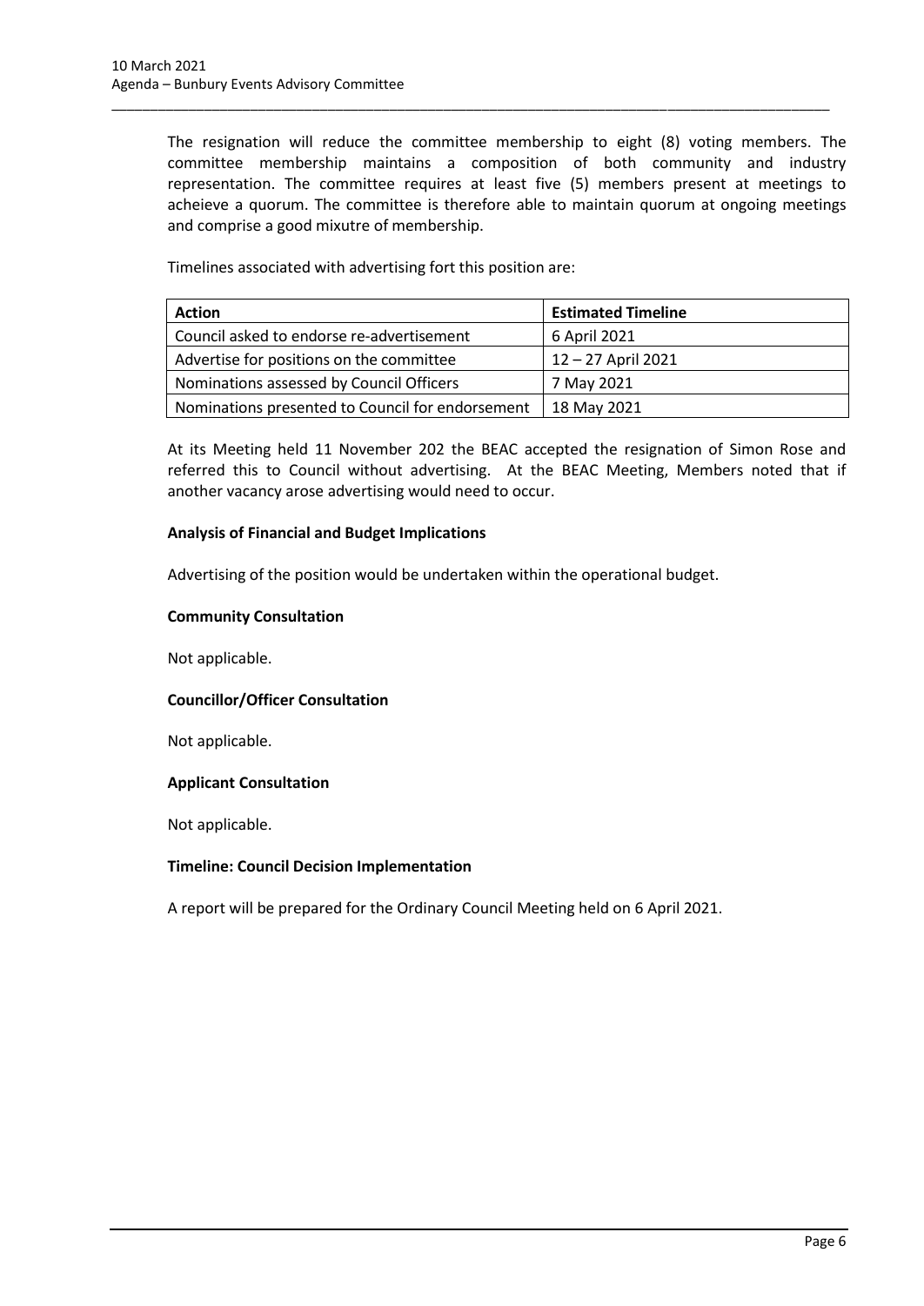The resignation will reduce the committee membership to eight (8) voting members. The committee membership maintains a composition of both community and industry representation. The committee requires at least five (5) members present at meetings to acheieve a quorum. The committee is therefore able to maintain quorum at ongoing meetings and comprise a good mixutre of membership.

Timelines associated with advertising fort this position are:

| Action | Estimated Timeline |
|---|---|
| Council asked to endorse re-advertisement | 6 April 2021 |
| Advertise for positions on the committee | 12 – 27 April 2021 |
| Nominations assessed by Council Officers | 7 May 2021 |
| Nominations presented to Council for endorsement | 18 May 2021 |

At its Meeting held 11 November 202 the BEAC accepted the resignation of Simon Rose and referred this to Council without advertising. At the BEAC Meeting, Members noted that if another vacancy arose advertising would need to occur.

**Analysis of Financial and Budget Implications**

Advertising of the position would be undertaken within the operational budget.

**Community Consultation**

Not applicable.

**Councillor/Officer Consultation**

Not applicable.

**Applicant Consultation**

Not applicable.

**Timeline: Council Decision Implementation**

A report will be prepared for the Ordinary Council Meeting held on 6 April 2021.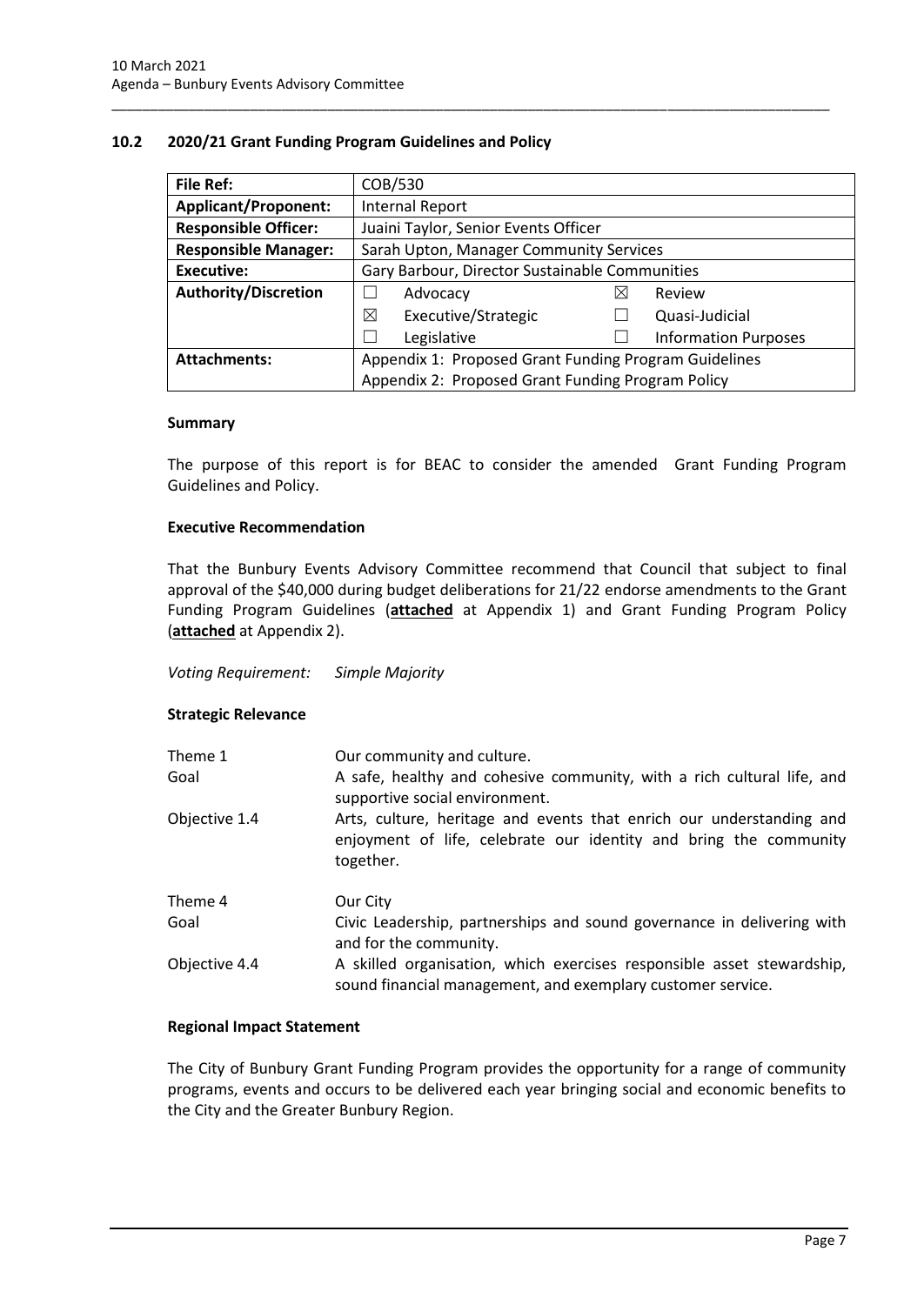## 10.2 2020/21 Grant Funding Program Guidelines and Policy

| **File Ref:** | COB/530 |
|---|---|
| **Applicant/Proponent:** | Internal Report |
| **Responsible Officer:** | Juaini Taylor, Senior Events Officer |
| **Responsible Manager:** | Sarah Upton, Manager Community Services |
| **Executive:** | Gary Barbour, Director Sustainable Communities |
| **Authority/Discretion** | ☐ Advocacy ☒ Review<br>☒ Executive/Strategic ☐ Quasi-Judicial<br>☐ Legislative ☐ Information Purposes |
| **Attachments:** | Appendix 1: Proposed Grant Funding Program Guidelines<br>Appendix 2: Proposed Grant Funding Program Policy |

### Summary

The purpose of this report is for BEAC to consider the amended Grant Funding Program Guidelines and Policy.

### Executive Recommendation

That the Bunbury Events Advisory Committee recommend that Council that subject to final approval of the $40,000 during budget deliberations for 21/22 endorse amendments to the Grant Funding Program Guidelines (**attached** at Appendix 1) and Grant Funding Program Policy (**attached** at Appendix 2).

*Voting Requirement: Simple Majority*

### Strategic Relevance

| | |
|---|---|
| Theme 1 | Our community and culture. |
| Goal | A safe, healthy and cohesive community, with a rich cultural life, and supportive social environment. |
| Objective 1.4 | Arts, culture, heritage and events that enrich our understanding and enjoyment of life, celebrate our identity and bring the community together. |
| Theme 4 | Our City |
| Goal | Civic Leadership, partnerships and sound governance in delivering with and for the community. |
| Objective 4.4 | A skilled organisation, which exercises responsible asset stewardship, sound financial management, and exemplary customer service. |

### Regional Impact Statement

The City of Bunbury Grant Funding Program provides the opportunity for a range of community programs, events and occurs to be delivered each year bringing social and economic benefits to the City and the Greater Bunbury Region.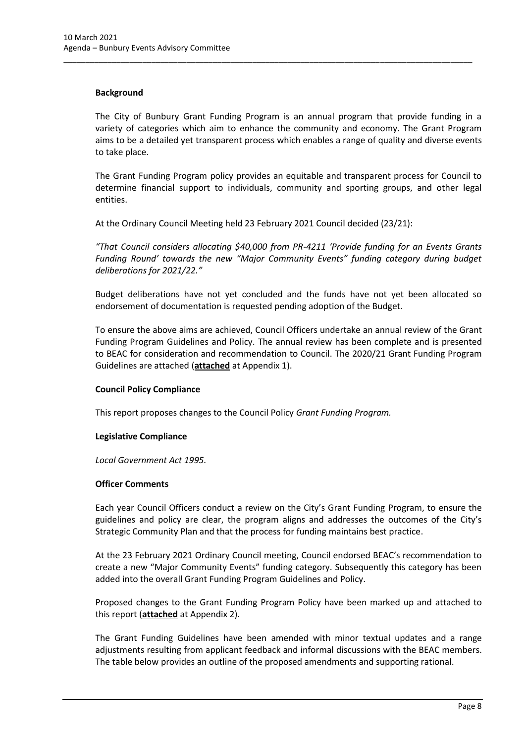**Background**

The City of Bunbury Grant Funding Program is an annual program that provide funding in a variety of categories which aim to enhance the community and economy. The Grant Program aims to be a detailed yet transparent process which enables a range of quality and diverse events to take place.

The Grant Funding Program policy provides an equitable and transparent process for Council to determine financial support to individuals, community and sporting groups, and other legal entities.

At the Ordinary Council Meeting held 23 February 2021 Council decided (23/21):

*"That Council considers allocating $40,000 from PR-4211 'Provide funding for an Events Grants Funding Round' towards the new "Major Community Events" funding category during budget deliberations for 2021/22."*

Budget deliberations have not yet concluded and the funds have not yet been allocated so endorsement of documentation is requested pending adoption of the Budget.

To ensure the above aims are achieved, Council Officers undertake an annual review of the Grant Funding Program Guidelines and Policy. The annual review has been complete and is presented to BEAC for consideration and recommendation to Council. The 2020/21 Grant Funding Program Guidelines are attached (**attached** at Appendix 1).

**Council Policy Compliance**

This report proposes changes to the Council Policy *Grant Funding Program.*

**Legislative Compliance**

*Local Government Act 1995.*

**Officer Comments**

Each year Council Officers conduct a review on the City's Grant Funding Program, to ensure the guidelines and policy are clear, the program aligns and addresses the outcomes of the City's Strategic Community Plan and that the process for funding maintains best practice.

At the 23 February 2021 Ordinary Council meeting, Council endorsed BEAC's recommendation to create a new "Major Community Events" funding category. Subsequently this category has been added into the overall Grant Funding Program Guidelines and Policy.

Proposed changes to the Grant Funding Program Policy have been marked up and attached to this report (**attached** at Appendix 2).

The Grant Funding Guidelines have been amended with minor textual updates and a range adjustments resulting from applicant feedback and informal discussions with the BEAC members. The table below provides an outline of the proposed amendments and supporting rational.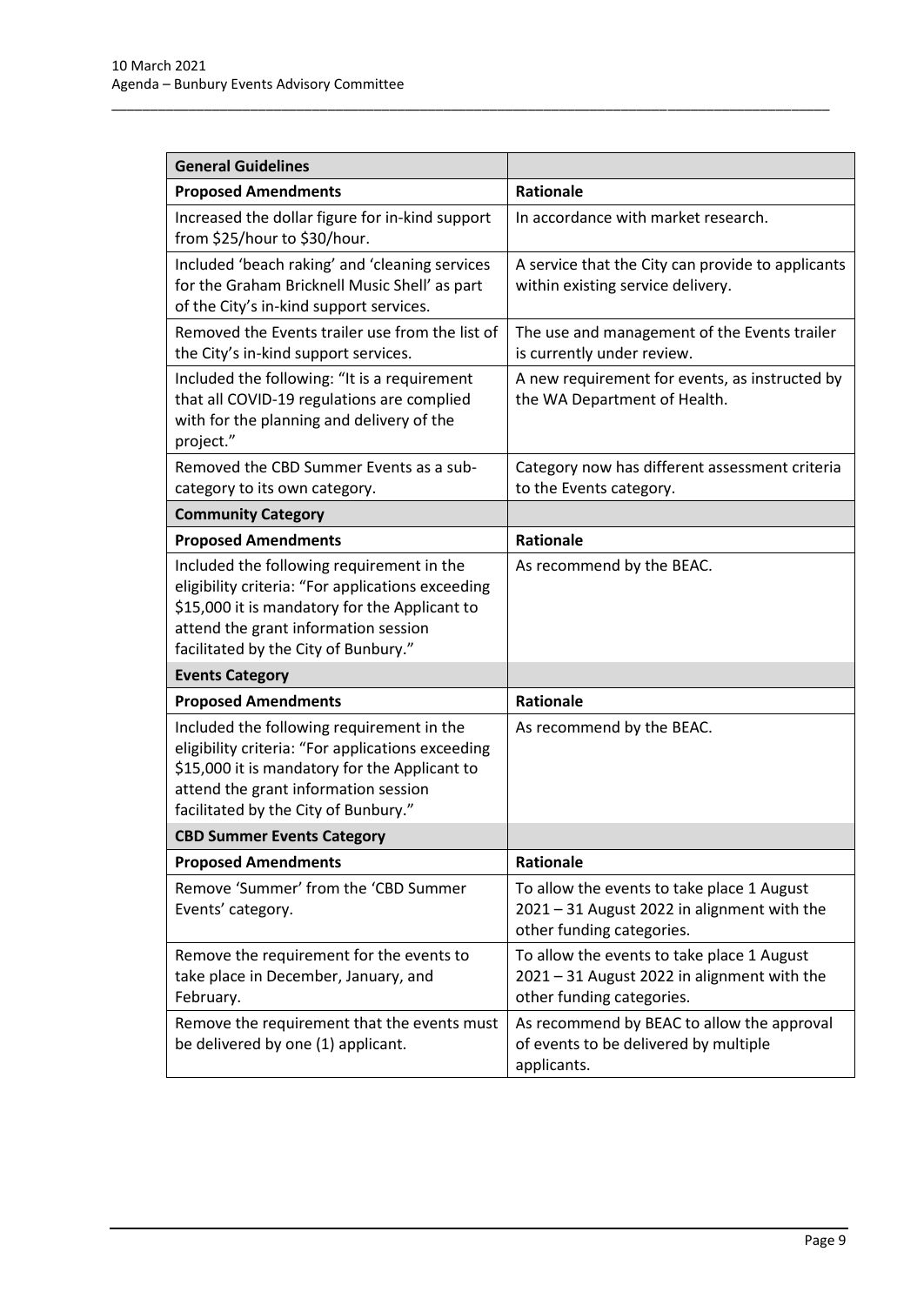| General Guidelines | |
| --- | --- |
| **Proposed Amendments** | **Rationale** |
| Increased the dollar figure for in-kind support from $25/hour to $30/hour. | In accordance with market research. |
| Included 'beach raking' and 'cleaning services for the Graham Bricknell Music Shell' as part of the City's in-kind support services. | A service that the City can provide to applicants within existing service delivery. |
| Removed the Events trailer use from the list of the City's in-kind support services. | The use and management of the Events trailer is currently under review. |
| Included the following: "It is a requirement that all COVID-19 regulations are complied with for the planning and delivery of the project." | A new requirement for events, as instructed by the WA Department of Health. |
| Removed the CBD Summer Events as a sub-category to its own category. | Category now has different assessment criteria to the Events category. |
| **Community Category** | |
| **Proposed Amendments** | **Rationale** |
| Included the following requirement in the eligibility criteria: "For applications exceeding $15,000 it is mandatory for the Applicant to attend the grant information session facilitated by the City of Bunbury." | As recommend by the BEAC. |
| **Events Category** | |
| **Proposed Amendments** | **Rationale** |
| Included the following requirement in the eligibility criteria: "For applications exceeding $15,000 it is mandatory for the Applicant to attend the grant information session facilitated by the City of Bunbury." | As recommend by the BEAC. |
| **CBD Summer Events Category** | |
| **Proposed Amendments** | **Rationale** |
| Remove 'Summer' from the 'CBD Summer Events' category. | To allow the events to take place 1 August 2021 – 31 August 2022 in alignment with the other funding categories. |
| Remove the requirement for the events to take place in December, January, and February. | To allow the events to take place 1 August 2021 – 31 August 2022 in alignment with the other funding categories. |
| Remove the requirement that the events must be delivered by one (1) applicant. | As recommend by BEAC to allow the approval of events to be delivered by multiple applicants. |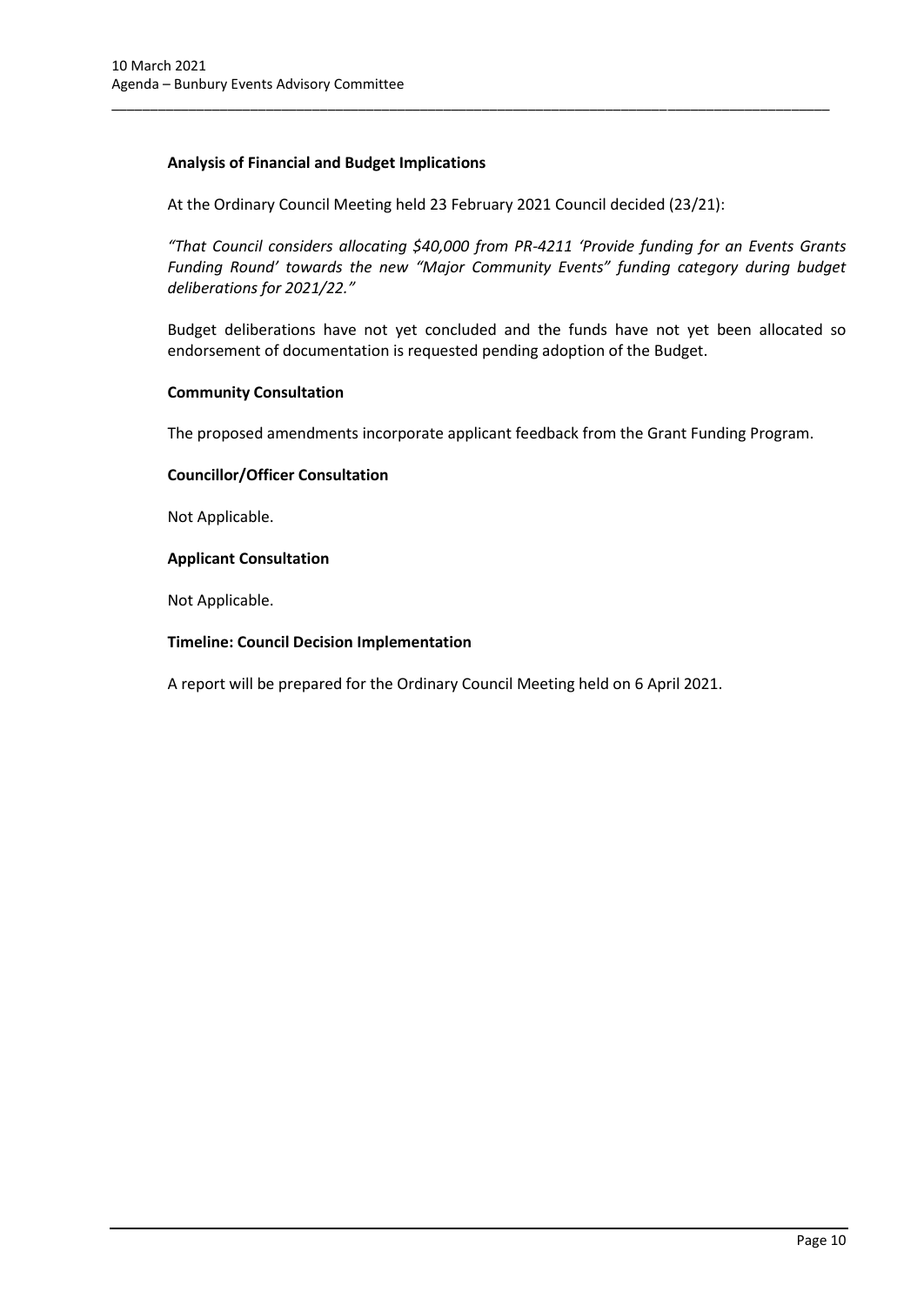**Analysis of Financial and Budget Implications**

At the Ordinary Council Meeting held 23 February 2021 Council decided (23/21):

*"That Council considers allocating $40,000 from PR-4211 'Provide funding for an Events Grants Funding Round' towards the new "Major Community Events" funding category during budget deliberations for 2021/22."*

Budget deliberations have not yet concluded and the funds have not yet been allocated so endorsement of documentation is requested pending adoption of the Budget.

**Community Consultation**

The proposed amendments incorporate applicant feedback from the Grant Funding Program.

**Councillor/Officer Consultation**

Not Applicable.

**Applicant Consultation**

Not Applicable.

**Timeline: Council Decision Implementation**

A report will be prepared for the Ordinary Council Meeting held on 6 April 2021.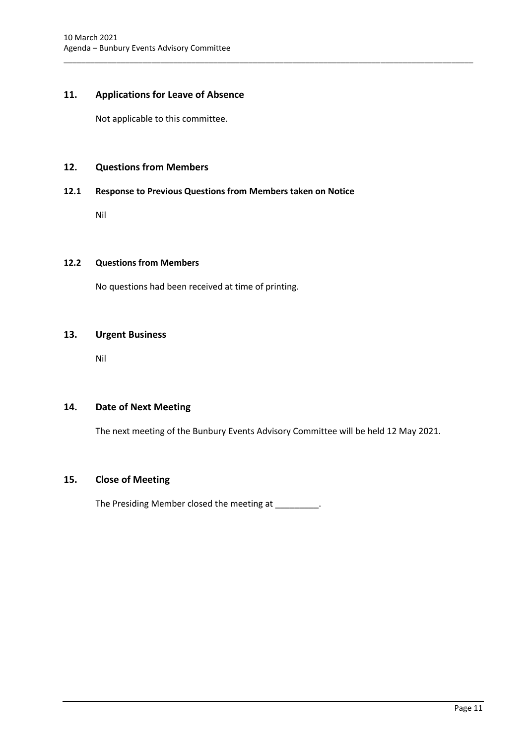## 11. Applications for Leave of Absence

Not applicable to this committee.

## 12. Questions from Members

### 12.1 Response to Previous Questions from Members taken on Notice

Nil

### 12.2 Questions from Members

No questions had been received at time of printing.

## 13. Urgent Business

Nil

## 14. Date of Next Meeting

The next meeting of the Bunbury Events Advisory Committee will be held 12 May 2021.

## 15. Close of Meeting

The Presiding Member closed the meeting at _________.